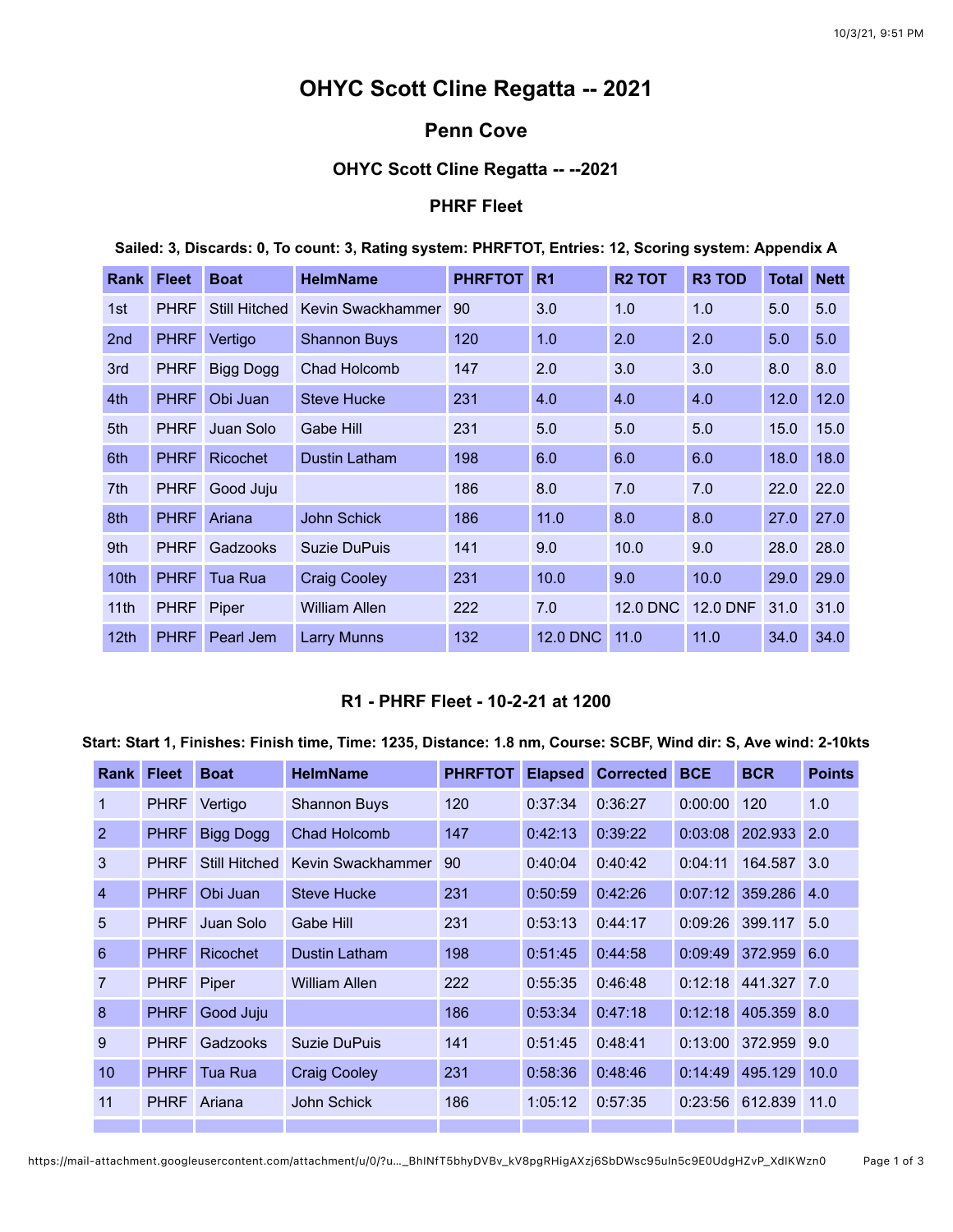# OHYC Scott Cline Regatta -- 2021

## Penn Cove

### OHYC Scott Cline Regatta -- --2021

### PHRF Fleet

**Sailed: 3, Discards: 0, To count: 3, Rating system: PHRFTOT, Entries: 12, Scoring system: Appendix A**

| Rank | Fleet | Boat | HelmName | PHRFTOT | R1 | R2 TOT | R3 TOD | Total | Nett |
|---|---|---|---|---|---|---|---|---|---|
| 1st | PHRF | Still Hitched | Kevin Swackhammer | 90 | 3.0 | 1.0 | 1.0 | 5.0 | 5.0 |
| 2nd | PHRF | Vertigo | Shannon Buys | 120 | 1.0 | 2.0 | 2.0 | 5.0 | 5.0 |
| 3rd | PHRF | Bigg Dogg | Chad Holcomb | 147 | 2.0 | 3.0 | 3.0 | 8.0 | 8.0 |
| 4th | PHRF | Obi Juan | Steve Hucke | 231 | 4.0 | 4.0 | 4.0 | 12.0 | 12.0 |
| 5th | PHRF | Juan Solo | Gabe Hill | 231 | 5.0 | 5.0 | 5.0 | 15.0 | 15.0 |
| 6th | PHRF | Ricochet | Dustin Latham | 198 | 6.0 | 6.0 | 6.0 | 18.0 | 18.0 |
| 7th | PHRF | Good Juju | | 186 | 8.0 | 7.0 | 7.0 | 22.0 | 22.0 |
| 8th | PHRF | Ariana | John Schick | 186 | 11.0 | 8.0 | 8.0 | 27.0 | 27.0 |
| 9th | PHRF | Gadzooks | Suzie DuPuis | 141 | 9.0 | 10.0 | 9.0 | 28.0 | 28.0 |
| 10th | PHRF | Tua Rua | Craig Cooley | 231 | 10.0 | 9.0 | 10.0 | 29.0 | 29.0 |
| 11th | PHRF | Piper | William Allen | 222 | 7.0 | 12.0 DNC | 12.0 DNF | 31.0 | 31.0 |
| 12th | PHRF | Pearl Jem | Larry Munns | 132 | 12.0 DNC | 11.0 | 11.0 | 34.0 | 34.0 |

### R1 - PHRF Fleet - 10-2-21 at 1200

**Start: Start 1, Finishes: Finish time, Time: 1235, Distance: 1.8 nm, Course: SCBF, Wind dir: S, Ave wind: 2-10kts**

| Rank | Fleet | Boat | HelmName | PHRFTOT | Elapsed | Corrected | BCE | BCR | Points |
|---|---|---|---|---|---|---|---|---|---|
| 1 | PHRF | Vertigo | Shannon Buys | 120 | 0:37:34 | 0:36:27 | 0:00:00 | 120 | 1.0 |
| 2 | PHRF | Bigg Dogg | Chad Holcomb | 147 | 0:42:13 | 0:39:22 | 0:03:08 | 202.933 | 2.0 |
| 3 | PHRF | Still Hitched | Kevin Swackhammer | 90 | 0:40:04 | 0:40:42 | 0:04:11 | 164.587 | 3.0 |
| 4 | PHRF | Obi Juan | Steve Hucke | 231 | 0:50:59 | 0:42:26 | 0:07:12 | 359.286 | 4.0 |
| 5 | PHRF | Juan Solo | Gabe Hill | 231 | 0:53:13 | 0:44:17 | 0:09:26 | 399.117 | 5.0 |
| 6 | PHRF | Ricochet | Dustin Latham | 198 | 0:51:45 | 0:44:58 | 0:09:49 | 372.959 | 6.0 |
| 7 | PHRF | Piper | William Allen | 222 | 0:55:35 | 0:46:48 | 0:12:18 | 441.327 | 7.0 |
| 8 | PHRF | Good Juju | | 186 | 0:53:34 | 0:47:18 | 0:12:18 | 405.359 | 8.0 |
| 9 | PHRF | Gadzooks | Suzie DuPuis | 141 | 0:51:45 | 0:48:41 | 0:13:00 | 372.959 | 9.0 |
| 10 | PHRF | Tua Rua | Craig Cooley | 231 | 0:58:36 | 0:48:46 | 0:14:49 | 495.129 | 10.0 |
| 11 | PHRF | Ariana | John Schick | 186 | 1:05:12 | 0:57:35 | 0:23:56 | 612.839 | 11.0 |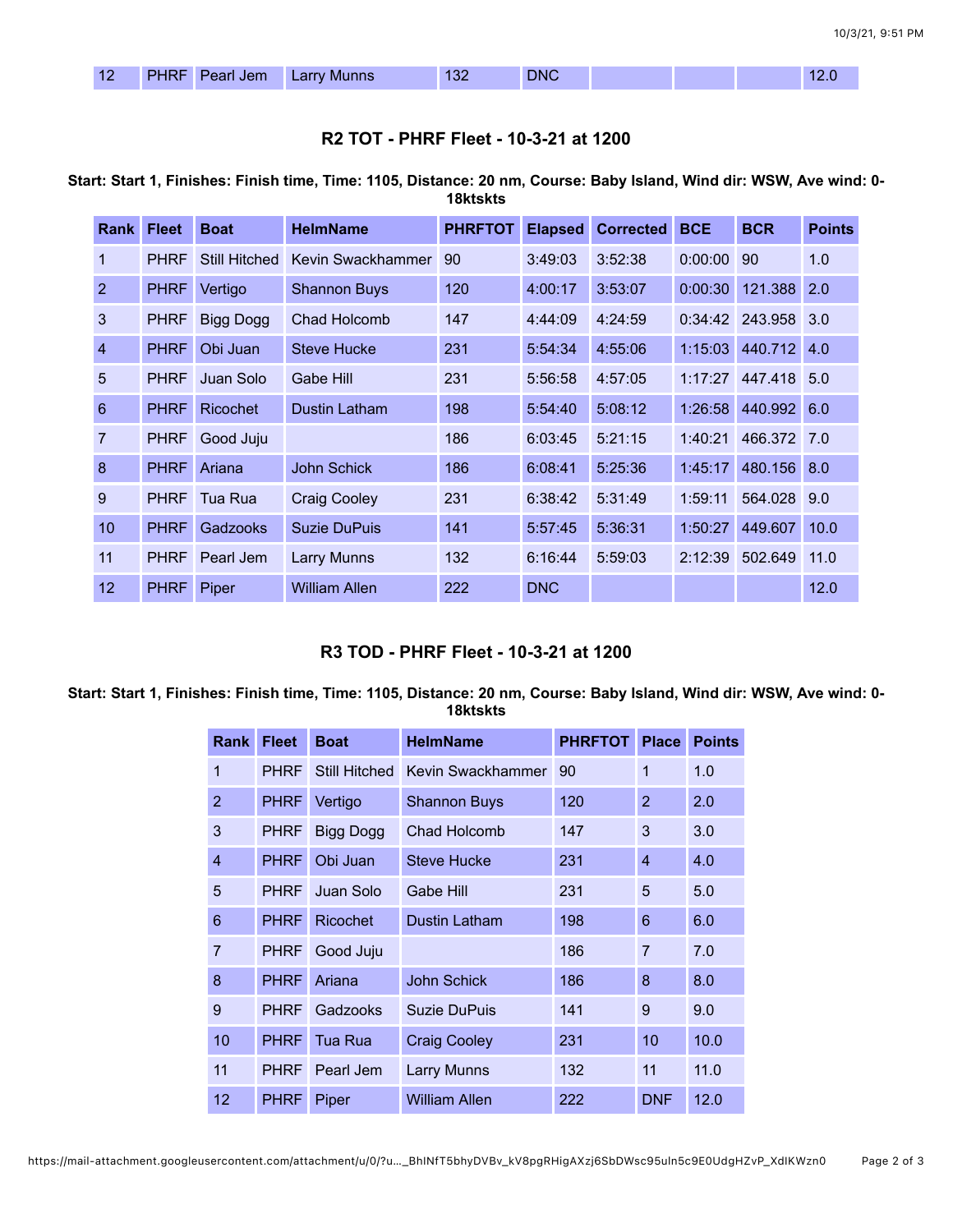| 12 | PHRF | Pearl Jem | Larry Munns | 132 | DNC | | | | 12.0 |
|---|---|---|---|---|---|---|---|---|---|

### R2 TOT - PHRF Fleet - 10-3-21 at 1200

**Start: Start 1, Finishes: Finish time, Time: 1105, Distance: 20 nm, Course: Baby Island, Wind dir: WSW, Ave wind: 0-18ktskts**

| Rank | Fleet | Boat | HelmName | PHRFTOT | Elapsed | Corrected | BCE | BCR | Points |
|---|---|---|---|---|---|---|---|---|---|
| 1 | PHRF | Still Hitched | Kevin Swackhammer | 90 | 3:49:03 | 3:52:38 | 0:00:00 | 90 | 1.0 |
| 2 | PHRF | Vertigo | Shannon Buys | 120 | 4:00:17 | 3:53:07 | 0:00:30 | 121.388 | 2.0 |
| 3 | PHRF | Bigg Dogg | Chad Holcomb | 147 | 4:44:09 | 4:24:59 | 0:34:42 | 243.958 | 3.0 |
| 4 | PHRF | Obi Juan | Steve Hucke | 231 | 5:54:34 | 4:55:06 | 1:15:03 | 440.712 | 4.0 |
| 5 | PHRF | Juan Solo | Gabe Hill | 231 | 5:56:58 | 4:57:05 | 1:17:27 | 447.418 | 5.0 |
| 6 | PHRF | Ricochet | Dustin Latham | 198 | 5:54:40 | 5:08:12 | 1:26:58 | 440.992 | 6.0 |
| 7 | PHRF | Good Juju | | 186 | 6:03:45 | 5:21:15 | 1:40:21 | 466.372 | 7.0 |
| 8 | PHRF | Ariana | John Schick | 186 | 6:08:41 | 5:25:36 | 1:45:17 | 480.156 | 8.0 |
| 9 | PHRF | Tua Rua | Craig Cooley | 231 | 6:38:42 | 5:31:49 | 1:59:11 | 564.028 | 9.0 |
| 10 | PHRF | Gadzooks | Suzie DuPuis | 141 | 5:57:45 | 5:36:31 | 1:50:27 | 449.607 | 10.0 |
| 11 | PHRF | Pearl Jem | Larry Munns | 132 | 6:16:44 | 5:59:03 | 2:12:39 | 502.649 | 11.0 |
| 12 | PHRF | Piper | William Allen | 222 | DNC | | | | 12.0 |

### R3 TOD - PHRF Fleet - 10-3-21 at 1200

**Start: Start 1, Finishes: Finish time, Time: 1105, Distance: 20 nm, Course: Baby Island, Wind dir: WSW, Ave wind: 0-18ktskts**

| Rank | Fleet | Boat | HelmName | PHRFTOT | Place | Points |
|---|---|---|---|---|---|---|
| 1 | PHRF | Still Hitched | Kevin Swackhammer | 90 | 1 | 1.0 |
| 2 | PHRF | Vertigo | Shannon Buys | 120 | 2 | 2.0 |
| 3 | PHRF | Bigg Dogg | Chad Holcomb | 147 | 3 | 3.0 |
| 4 | PHRF | Obi Juan | Steve Hucke | 231 | 4 | 4.0 |
| 5 | PHRF | Juan Solo | Gabe Hill | 231 | 5 | 5.0 |
| 6 | PHRF | Ricochet | Dustin Latham | 198 | 6 | 6.0 |
| 7 | PHRF | Good Juju | | 186 | 7 | 7.0 |
| 8 | PHRF | Ariana | John Schick | 186 | 8 | 8.0 |
| 9 | PHRF | Gadzooks | Suzie DuPuis | 141 | 9 | 9.0 |
| 10 | PHRF | Tua Rua | Craig Cooley | 231 | 10 | 10.0 |
| 11 | PHRF | Pearl Jem | Larry Munns | 132 | 11 | 11.0 |
| 12 | PHRF | Piper | William Allen | 222 | DNF | 12.0 |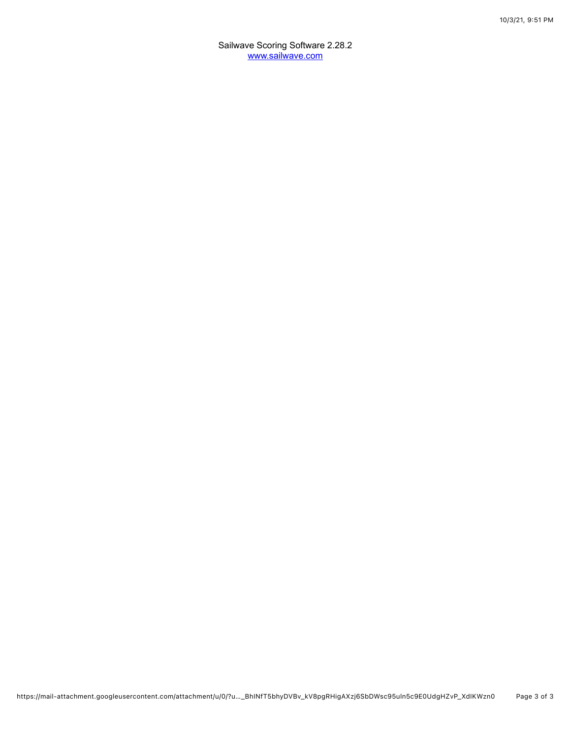Sailwave Scoring Software 2.28.2
www.sailwave.com